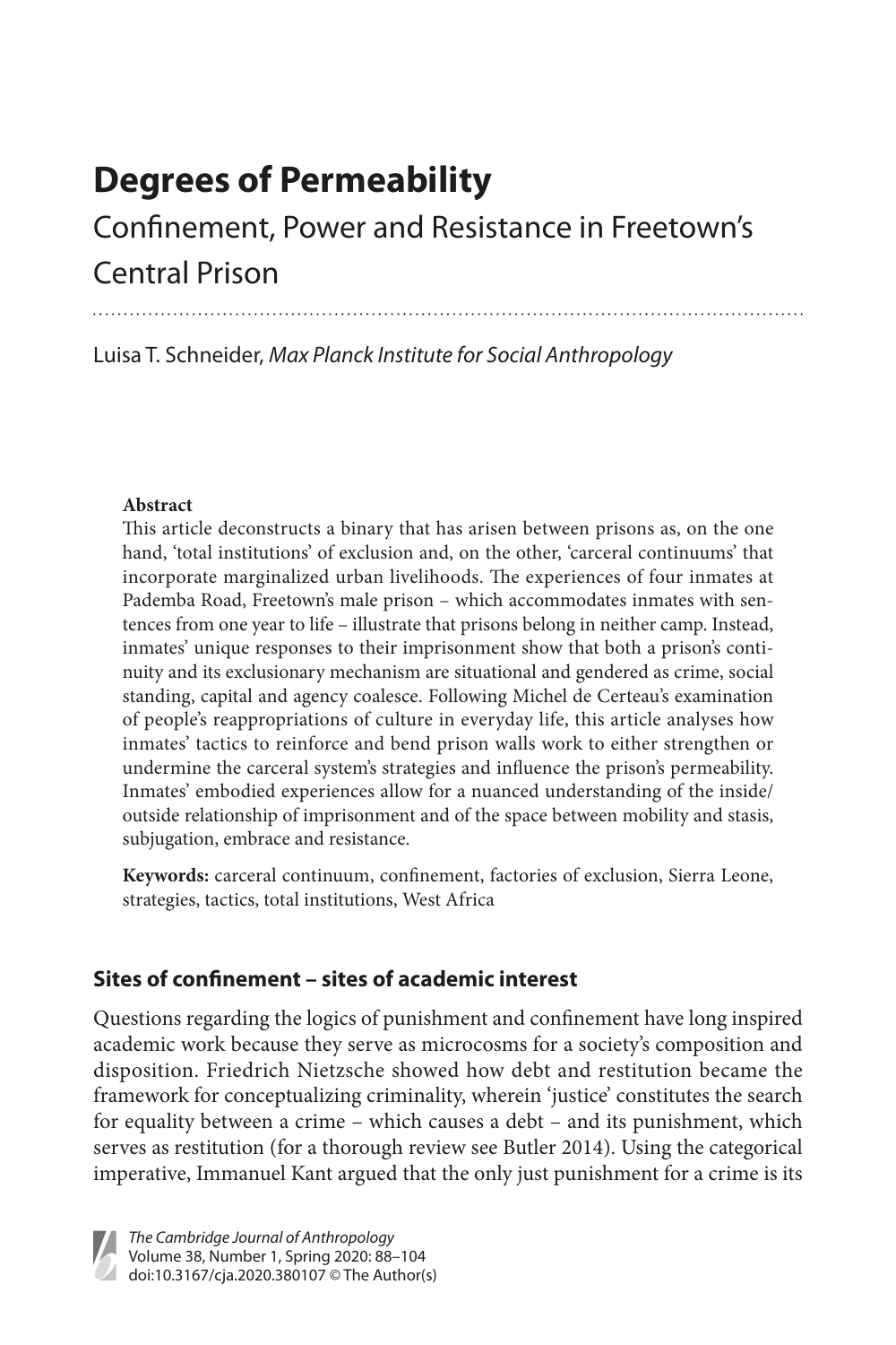# Degrees of Permeability

## Confinement, Power and Resistance in Freetown's Central Prison

Luisa T. Schneider, *Max Planck Institute for Social Anthropology*

**Abstract**

This article deconstructs a binary that has arisen between prisons as, on the one hand, 'total institutions' of exclusion and, on the other, 'carceral continuums' that incorporate marginalized urban livelihoods. The experiences of four inmates at Pademba Road, Freetown's male prison – which accommodates inmates with sentences from one year to life – illustrate that prisons belong in neither camp. Instead, inmates' unique responses to their imprisonment show that both a prison's continuity and its exclusionary mechanism are situational and gendered as crime, social standing, capital and agency coalesce. Following Michel de Certeau's examination of people's reappropriations of culture in everyday life, this article analyses how inmates' tactics to reinforce and bend prison walls work to either strengthen or undermine the carceral system's strategies and influence the prison's permeability. Inmates' embodied experiences allow for a nuanced understanding of the inside/outside relationship of imprisonment and of the space between mobility and stasis, subjugation, embrace and resistance.

**Keywords:** carceral continuum, confinement, factories of exclusion, Sierra Leone, strategies, tactics, total institutions, West Africa

### Sites of confinement – sites of academic interest

Questions regarding the logics of punishment and confinement have long inspired academic work because they serve as microcosms for a society's composition and disposition. Friedrich Nietzsche showed how debt and restitution became the framework for conceptualizing criminality, wherein 'justice' constitutes the search for equality between a crime – which causes a debt – and its punishment, which serves as restitution (for a thorough review see Butler 2014). Using the categorical imperative, Immanuel Kant argued that the only just punishment for a crime is its

*The Cambridge Journal of Anthropology*
Volume 38, Number 1, Spring 2020: 88–104
doi:10.3167/cja.2020.380107 © The Author(s)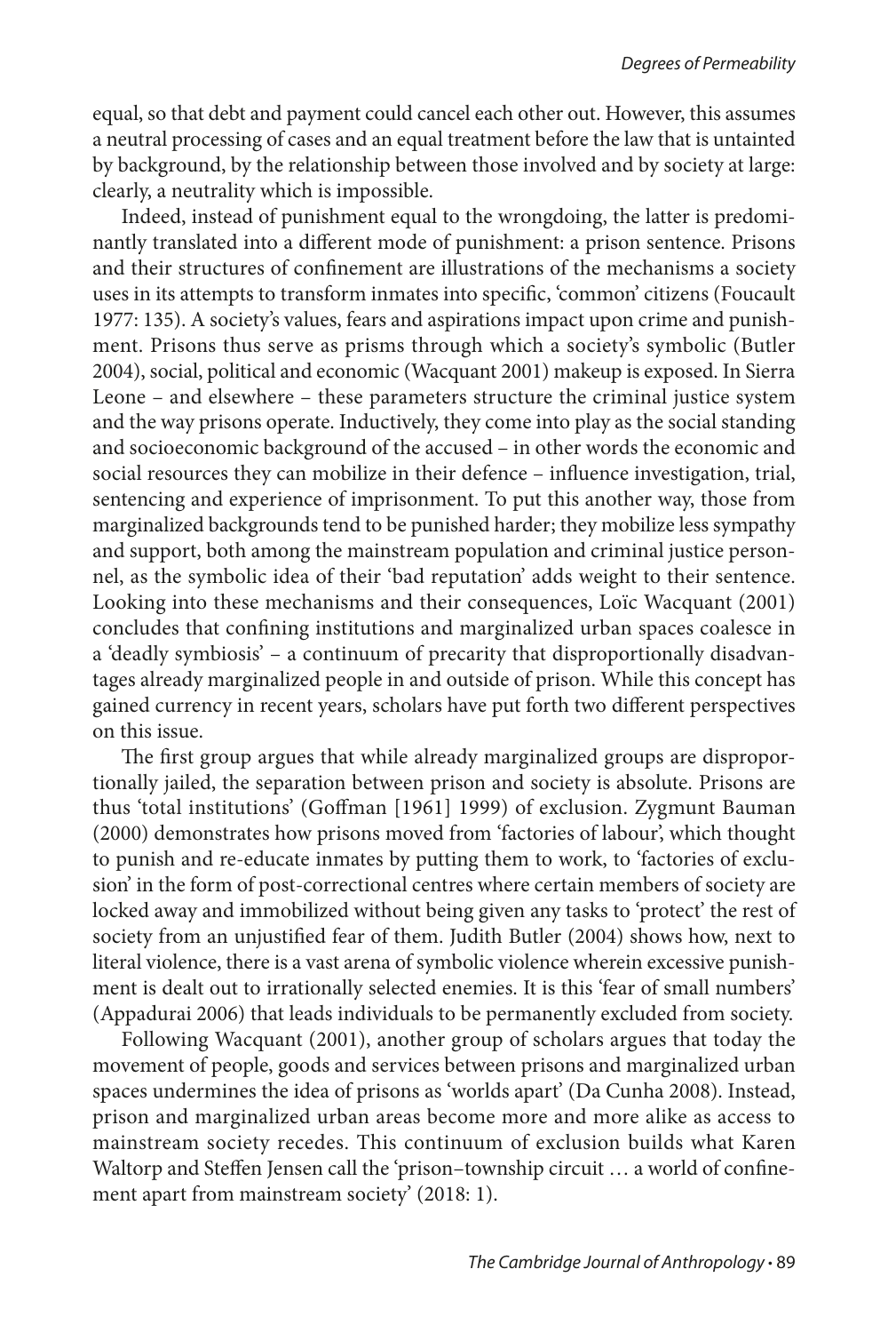equal, so that debt and payment could cancel each other out. However, this assumes a neutral processing of cases and an equal treatment before the law that is untainted by background, by the relationship between those involved and by society at large: clearly, a neutrality which is impossible.

Indeed, instead of punishment equal to the wrongdoing, the latter is predominantly translated into a different mode of punishment: a prison sentence. Prisons and their structures of confinement are illustrations of the mechanisms a society uses in its attempts to transform inmates into specific, 'common' citizens (Foucault 1977: 135). A society's values, fears and aspirations impact upon crime and punishment. Prisons thus serve as prisms through which a society's symbolic (Butler 2004), social, political and economic (Wacquant 2001) makeup is exposed. In Sierra Leone – and elsewhere – these parameters structure the criminal justice system and the way prisons operate. Inductively, they come into play as the social standing and socioeconomic background of the accused – in other words the economic and social resources they can mobilize in their defence – influence investigation, trial, sentencing and experience of imprisonment. To put this another way, those from marginalized backgrounds tend to be punished harder; they mobilize less sympathy and support, both among the mainstream population and criminal justice personnel, as the symbolic idea of their 'bad reputation' adds weight to their sentence. Looking into these mechanisms and their consequences, Loïc Wacquant (2001) concludes that confining institutions and marginalized urban spaces coalesce in a 'deadly symbiosis' – a continuum of precarity that disproportionally disadvantages already marginalized people in and outside of prison. While this concept has gained currency in recent years, scholars have put forth two different perspectives on this issue.

The first group argues that while already marginalized groups are disproportionally jailed, the separation between prison and society is absolute. Prisons are thus 'total institutions' (Goffman [1961] 1999) of exclusion. Zygmunt Bauman (2000) demonstrates how prisons moved from 'factories of labour', which thought to punish and re-educate inmates by putting them to work, to 'factories of exclusion' in the form of post-correctional centres where certain members of society are locked away and immobilized without being given any tasks to 'protect' the rest of society from an unjustified fear of them. Judith Butler (2004) shows how, next to literal violence, there is a vast arena of symbolic violence wherein excessive punishment is dealt out to irrationally selected enemies. It is this 'fear of small numbers' (Appadurai 2006) that leads individuals to be permanently excluded from society.

Following Wacquant (2001), another group of scholars argues that today the movement of people, goods and services between prisons and marginalized urban spaces undermines the idea of prisons as 'worlds apart' (Da Cunha 2008). Instead, prison and marginalized urban areas become more and more alike as access to mainstream society recedes. This continuum of exclusion builds what Karen Waltorp and Steffen Jensen call the 'prison–township circuit … a world of confinement apart from mainstream society' (2018: 1).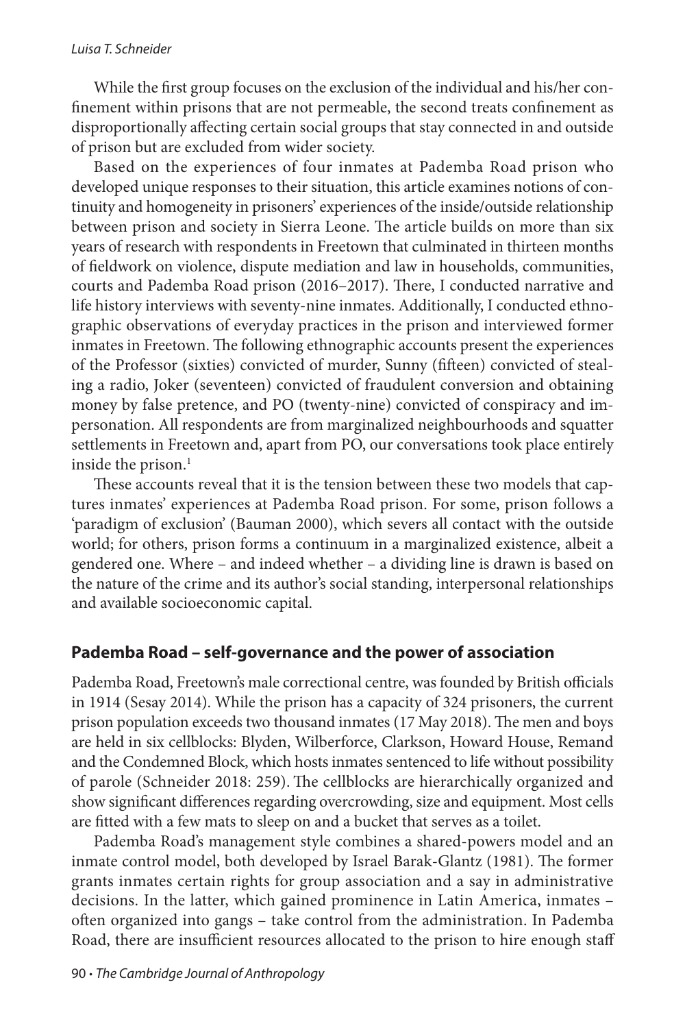While the first group focuses on the exclusion of the individual and his/her confinement within prisons that are not permeable, the second treats confinement as disproportionally affecting certain social groups that stay connected in and outside of prison but are excluded from wider society.

Based on the experiences of four inmates at Pademba Road prison who developed unique responses to their situation, this article examines notions of continuity and homogeneity in prisoners' experiences of the inside/outside relationship between prison and society in Sierra Leone. The article builds on more than six years of research with respondents in Freetown that culminated in thirteen months of fieldwork on violence, dispute mediation and law in households, communities, courts and Pademba Road prison (2016–2017). There, I conducted narrative and life history interviews with seventy-nine inmates. Additionally, I conducted ethnographic observations of everyday practices in the prison and interviewed former inmates in Freetown. The following ethnographic accounts present the experiences of the Professor (sixties) convicted of murder, Sunny (fifteen) convicted of stealing a radio, Joker (seventeen) convicted of fraudulent conversion and obtaining money by false pretence, and PO (twenty-nine) convicted of conspiracy and impersonation. All respondents are from marginalized neighbourhoods and squatter settlements in Freetown and, apart from PO, our conversations took place entirely inside the prison.[1]

These accounts reveal that it is the tension between these two models that captures inmates' experiences at Pademba Road prison. For some, prison follows a 'paradigm of exclusion' (Bauman 2000), which severs all contact with the outside world; for others, prison forms a continuum in a marginalized existence, albeit a gendered one. Where – and indeed whether – a dividing line is drawn is based on the nature of the crime and its author's social standing, interpersonal relationships and available socioeconomic capital.

## Pademba Road – self-governance and the power of association

Pademba Road, Freetown's male correctional centre, was founded by British officials in 1914 (Sesay 2014). While the prison has a capacity of 324 prisoners, the current prison population exceeds two thousand inmates (17 May 2018). The men and boys are held in six cellblocks: Blyden, Wilberforce, Clarkson, Howard House, Remand and the Condemned Block, which hosts inmates sentenced to life without possibility of parole (Schneider 2018: 259). The cellblocks are hierarchically organized and show significant differences regarding overcrowding, size and equipment. Most cells are fitted with a few mats to sleep on and a bucket that serves as a toilet.

Pademba Road's management style combines a shared-powers model and an inmate control model, both developed by Israel Barak-Glantz (1981). The former grants inmates certain rights for group association and a say in administrative decisions. In the latter, which gained prominence in Latin America, inmates – often organized into gangs – take control from the administration. In Pademba Road, there are insufficient resources allocated to the prison to hire enough staff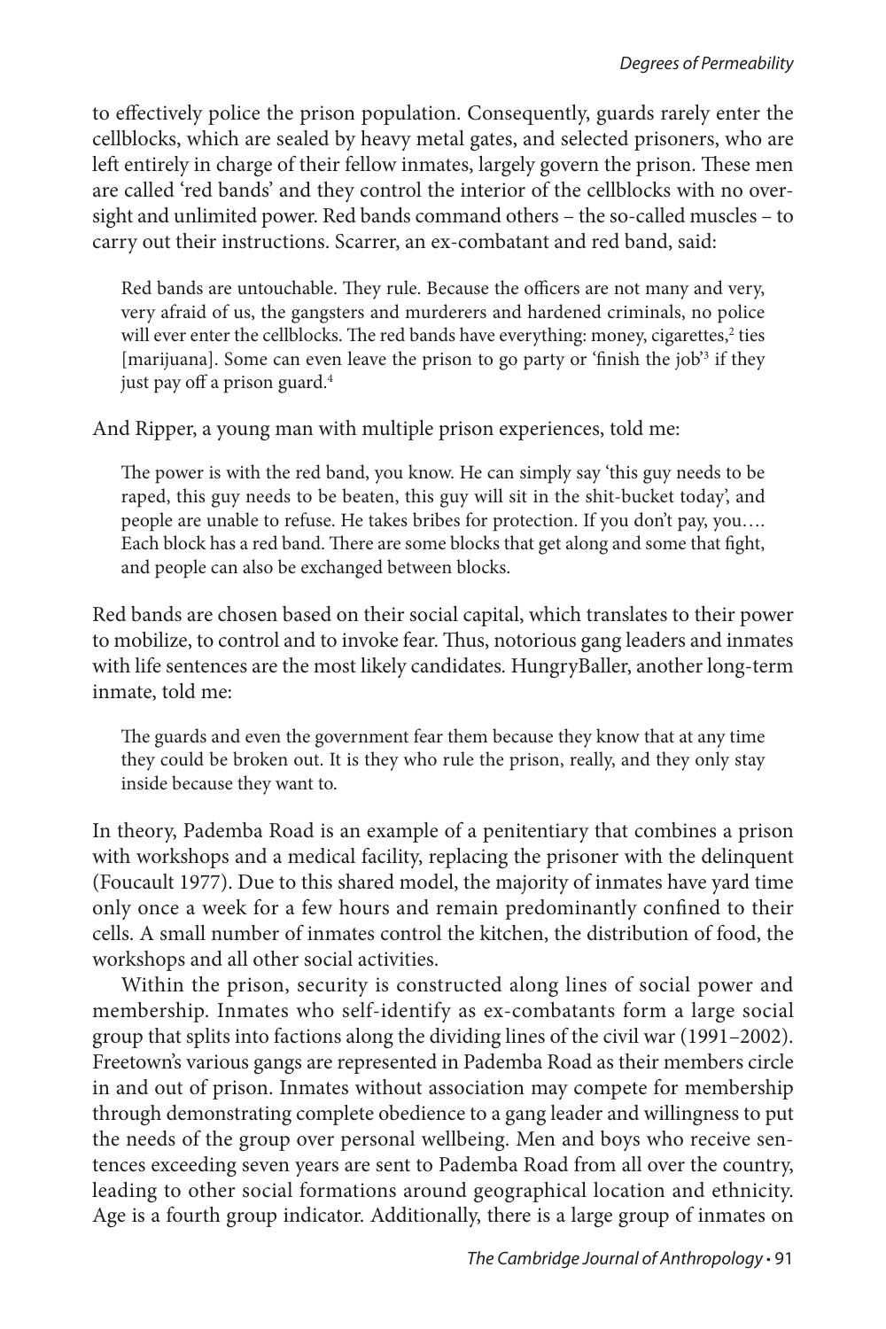to effectively police the prison population. Consequently, guards rarely enter the cellblocks, which are sealed by heavy metal gates, and selected prisoners, who are left entirely in charge of their fellow inmates, largely govern the prison. These men are called 'red bands' and they control the interior of the cellblocks with no oversight and unlimited power. Red bands command others – the so-called muscles – to carry out their instructions. Scarrer, an ex-combatant and red band, said:

> Red bands are untouchable. They rule. Because the officers are not many and very, very afraid of us, the gangsters and murderers and hardened criminals, no police will ever enter the cellblocks. The red bands have everything: money, cigarettes,[2] ties [marijuana]. Some can even leave the prison to go party or 'finish the job'[3] if they just pay off a prison guard.[4]

And Ripper, a young man with multiple prison experiences, told me:

> The power is with the red band, you know. He can simply say 'this guy needs to be raped, this guy needs to be beaten, this guy will sit in the shit-bucket today', and people are unable to refuse. He takes bribes for protection. If you don't pay, you…. Each block has a red band. There are some blocks that get along and some that fight, and people can also be exchanged between blocks.

Red bands are chosen based on their social capital, which translates to their power to mobilize, to control and to invoke fear. Thus, notorious gang leaders and inmates with life sentences are the most likely candidates. HungryBaller, another long-term inmate, told me:

> The guards and even the government fear them because they know that at any time they could be broken out. It is they who rule the prison, really, and they only stay inside because they want to.

In theory, Pademba Road is an example of a penitentiary that combines a prison with workshops and a medical facility, replacing the prisoner with the delinquent (Foucault 1977). Due to this shared model, the majority of inmates have yard time only once a week for a few hours and remain predominantly confined to their cells. A small number of inmates control the kitchen, the distribution of food, the workshops and all other social activities.

Within the prison, security is constructed along lines of social power and membership. Inmates who self-identify as ex-combatants form a large social group that splits into factions along the dividing lines of the civil war (1991–2002). Freetown's various gangs are represented in Pademba Road as their members circle in and out of prison. Inmates without association may compete for membership through demonstrating complete obedience to a gang leader and willingness to put the needs of the group over personal wellbeing. Men and boys who receive sentences exceeding seven years are sent to Pademba Road from all over the country, leading to other social formations around geographical location and ethnicity. Age is a fourth group indicator. Additionally, there is a large group of inmates on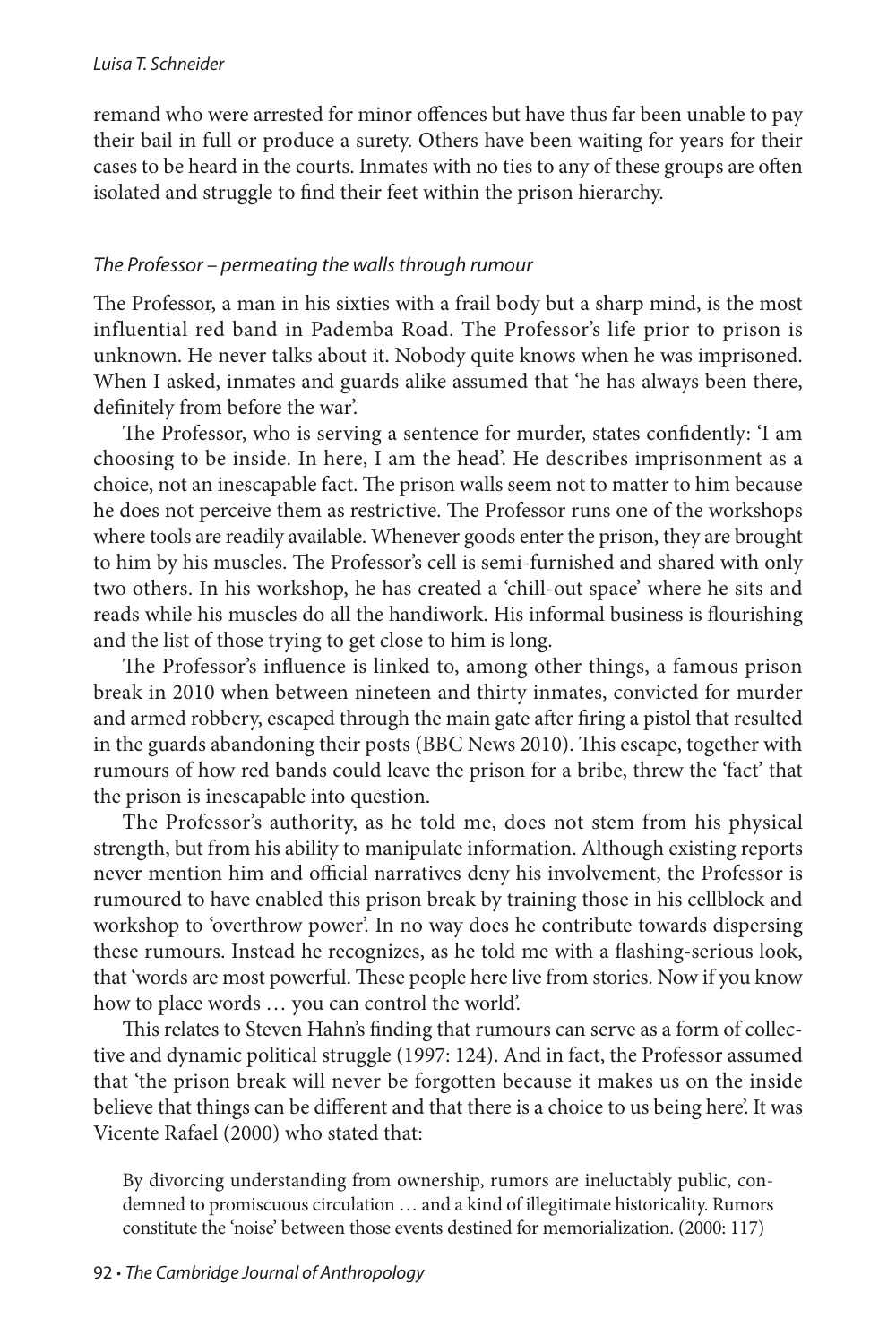remand who were arrested for minor offences but have thus far been unable to pay their bail in full or produce a surety. Others have been waiting for years for their cases to be heard in the courts. Inmates with no ties to any of these groups are often isolated and struggle to find their feet within the prison hierarchy.

### *The Professor – permeating the walls through rumour*

The Professor, a man in his sixties with a frail body but a sharp mind, is the most influential red band in Pademba Road. The Professor's life prior to prison is unknown. He never talks about it. Nobody quite knows when he was imprisoned. When I asked, inmates and guards alike assumed that 'he has always been there, definitely from before the war'.

The Professor, who is serving a sentence for murder, states confidently: 'I am choosing to be inside. In here, I am the head'. He describes imprisonment as a choice, not an inescapable fact. The prison walls seem not to matter to him because he does not perceive them as restrictive. The Professor runs one of the workshops where tools are readily available. Whenever goods enter the prison, they are brought to him by his muscles. The Professor's cell is semi-furnished and shared with only two others. In his workshop, he has created a 'chill-out space' where he sits and reads while his muscles do all the handiwork. His informal business is flourishing and the list of those trying to get close to him is long.

The Professor's influence is linked to, among other things, a famous prison break in 2010 when between nineteen and thirty inmates, convicted for murder and armed robbery, escaped through the main gate after firing a pistol that resulted in the guards abandoning their posts (BBC News 2010). This escape, together with rumours of how red bands could leave the prison for a bribe, threw the 'fact' that the prison is inescapable into question.

The Professor's authority, as he told me, does not stem from his physical strength, but from his ability to manipulate information. Although existing reports never mention him and official narratives deny his involvement, the Professor is rumoured to have enabled this prison break by training those in his cellblock and workshop to 'overthrow power'. In no way does he contribute towards dispersing these rumours. Instead he recognizes, as he told me with a flashing-serious look, that 'words are most powerful. These people here live from stories. Now if you know how to place words … you can control the world'.

This relates to Steven Hahn's finding that rumours can serve as a form of collective and dynamic political struggle (1997: 124). And in fact, the Professor assumed that 'the prison break will never be forgotten because it makes us on the inside believe that things can be different and that there is a choice to us being here'. It was Vicente Rafael (2000) who stated that:

> By divorcing understanding from ownership, rumors are ineluctably public, condemned to promiscuous circulation … and a kind of illegitimate historicality. Rumors constitute the 'noise' between those events destined for memorialization. (2000: 117)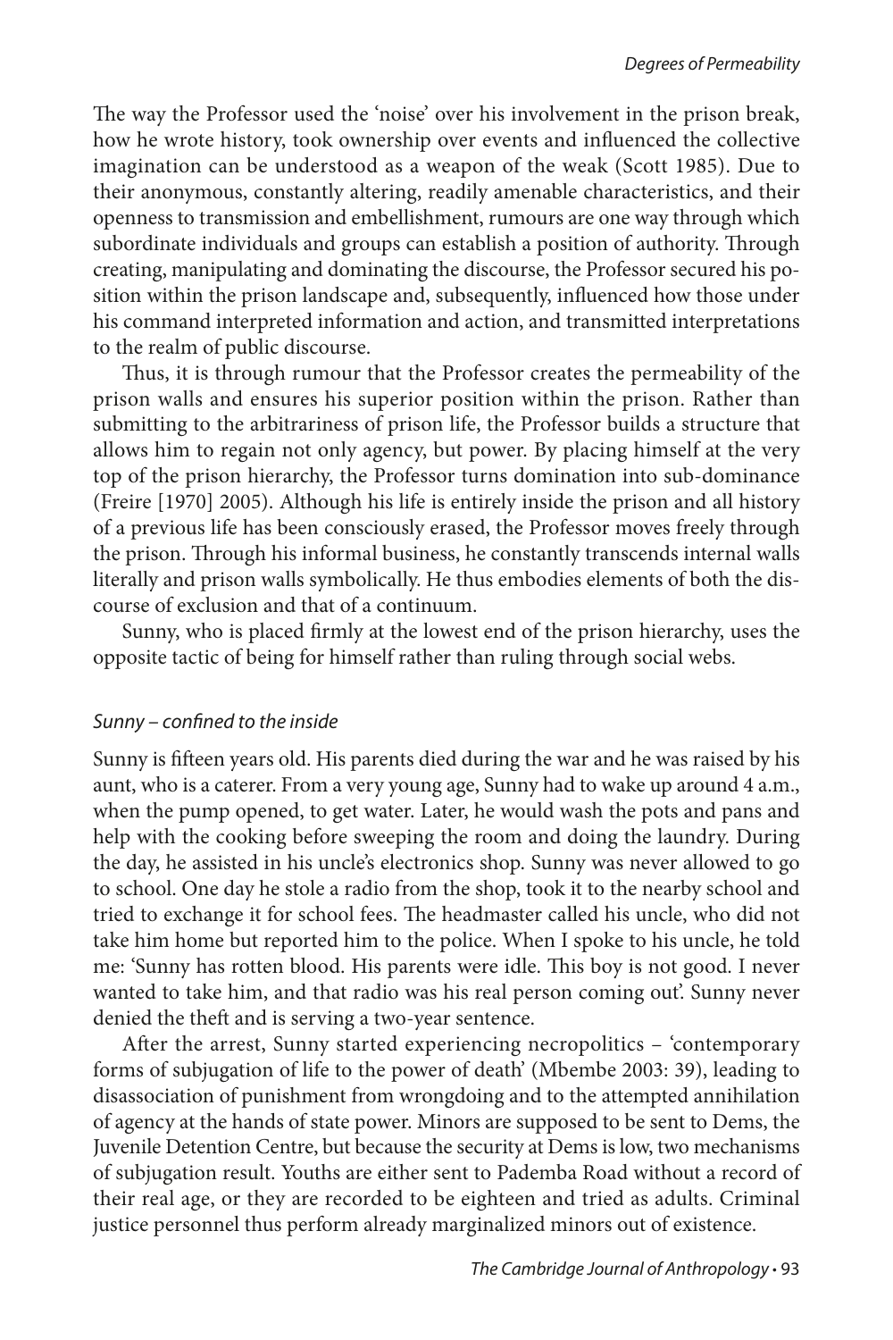The way the Professor used the 'noise' over his involvement in the prison break, how he wrote history, took ownership over events and influenced the collective imagination can be understood as a weapon of the weak (Scott 1985). Due to their anonymous, constantly altering, readily amenable characteristics, and their openness to transmission and embellishment, rumours are one way through which subordinate individuals and groups can establish a position of authority. Through creating, manipulating and dominating the discourse, the Professor secured his position within the prison landscape and, subsequently, influenced how those under his command interpreted information and action, and transmitted interpretations to the realm of public discourse.

Thus, it is through rumour that the Professor creates the permeability of the prison walls and ensures his superior position within the prison. Rather than submitting to the arbitrariness of prison life, the Professor builds a structure that allows him to regain not only agency, but power. By placing himself at the very top of the prison hierarchy, the Professor turns domination into sub-dominance (Freire [1970] 2005). Although his life is entirely inside the prison and all history of a previous life has been consciously erased, the Professor moves freely through the prison. Through his informal business, he constantly transcends internal walls literally and prison walls symbolically. He thus embodies elements of both the discourse of exclusion and that of a continuum.

Sunny, who is placed firmly at the lowest end of the prison hierarchy, uses the opposite tactic of being for himself rather than ruling through social webs.

### *Sunny – confined to the inside*

Sunny is fifteen years old. His parents died during the war and he was raised by his aunt, who is a caterer. From a very young age, Sunny had to wake up around 4 a.m., when the pump opened, to get water. Later, he would wash the pots and pans and help with the cooking before sweeping the room and doing the laundry. During the day, he assisted in his uncle's electronics shop. Sunny was never allowed to go to school. One day he stole a radio from the shop, took it to the nearby school and tried to exchange it for school fees. The headmaster called his uncle, who did not take him home but reported him to the police. When I spoke to his uncle, he told me: 'Sunny has rotten blood. His parents were idle. This boy is not good. I never wanted to take him, and that radio was his real person coming out'. Sunny never denied the theft and is serving a two-year sentence.

After the arrest, Sunny started experiencing necropolitics – 'contemporary forms of subjugation of life to the power of death' (Mbembe 2003: 39), leading to disassociation of punishment from wrongdoing and to the attempted annihilation of agency at the hands of state power. Minors are supposed to be sent to Dems, the Juvenile Detention Centre, but because the security at Dems is low, two mechanisms of subjugation result. Youths are either sent to Pademba Road without a record of their real age, or they are recorded to be eighteen and tried as adults. Criminal justice personnel thus perform already marginalized minors out of existence.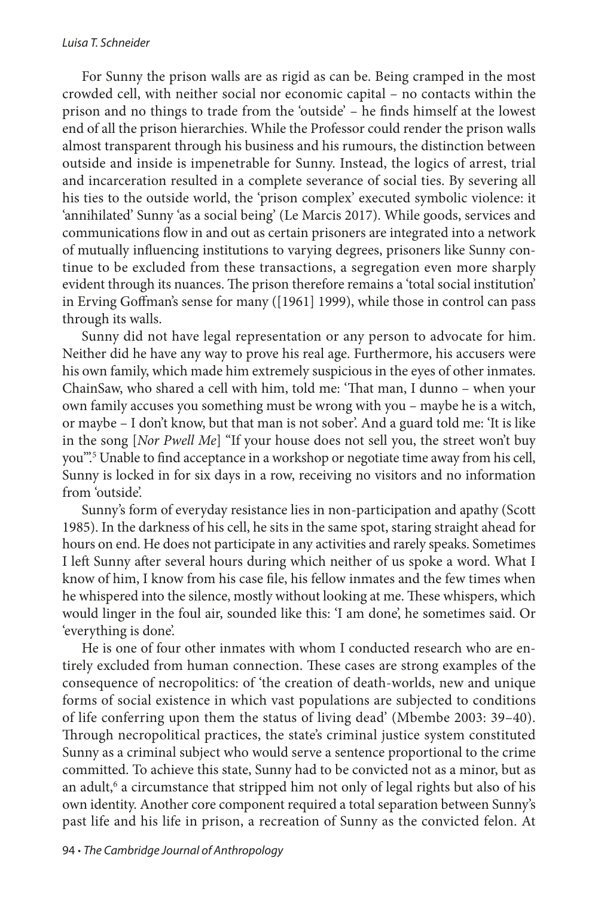For Sunny the prison walls are as rigid as can be. Being cramped in the most crowded cell, with neither social nor economic capital – no contacts within the prison and no things to trade from the 'outside' – he finds himself at the lowest end of all the prison hierarchies. While the Professor could render the prison walls almost transparent through his business and his rumours, the distinction between outside and inside is impenetrable for Sunny. Instead, the logics of arrest, trial and incarceration resulted in a complete severance of social ties. By severing all his ties to the outside world, the 'prison complex' executed symbolic violence: it 'annihilated' Sunny 'as a social being' (Le Marcis 2017). While goods, services and communications flow in and out as certain prisoners are integrated into a network of mutually influencing institutions to varying degrees, prisoners like Sunny continue to be excluded from these transactions, a segregation even more sharply evident through its nuances. The prison therefore remains a 'total social institution' in Erving Goffman's sense for many ([1961] 1999), while those in control can pass through its walls.

Sunny did not have legal representation or any person to advocate for him. Neither did he have any way to prove his real age. Furthermore, his accusers were his own family, which made him extremely suspicious in the eyes of other inmates. ChainSaw, who shared a cell with him, told me: 'That man, I dunno – when your own family accuses you something must be wrong with you – maybe he is a witch, or maybe – I don't know, but that man is not sober'. And a guard told me: 'It is like in the song [*Nor Pwell Me*] "If your house does not sell you, the street won't buy you"'.[5] Unable to find acceptance in a workshop or negotiate time away from his cell, Sunny is locked in for six days in a row, receiving no visitors and no information from 'outside'.

Sunny's form of everyday resistance lies in non-participation and apathy (Scott 1985). In the darkness of his cell, he sits in the same spot, staring straight ahead for hours on end. He does not participate in any activities and rarely speaks. Sometimes I left Sunny after several hours during which neither of us spoke a word. What I know of him, I know from his case file, his fellow inmates and the few times when he whispered into the silence, mostly without looking at me. These whispers, which would linger in the foul air, sounded like this: 'I am done', he sometimes said. Or 'everything is done'.

He is one of four other inmates with whom I conducted research who are entirely excluded from human connection. These cases are strong examples of the consequence of necropolitics: of 'the creation of death-worlds, new and unique forms of social existence in which vast populations are subjected to conditions of life conferring upon them the status of living dead' (Mbembe 2003: 39–40). Through necropolitical practices, the state's criminal justice system constituted Sunny as a criminal subject who would serve a sentence proportional to the crime committed. To achieve this state, Sunny had to be convicted not as a minor, but as an adult,[6] a circumstance that stripped him not only of legal rights but also of his own identity. Another core component required a total separation between Sunny's past life and his life in prison, a recreation of Sunny as the convicted felon. At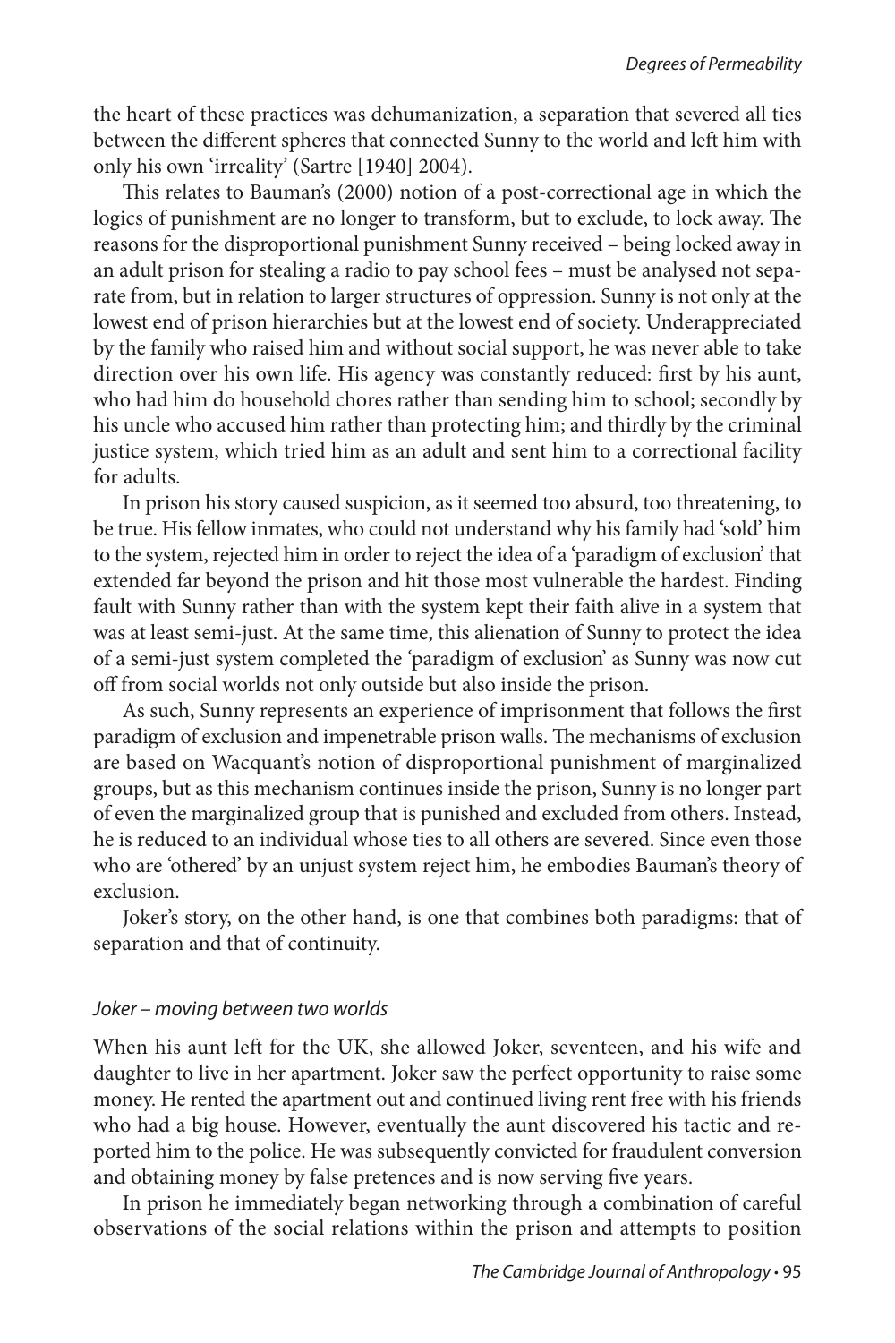the heart of these practices was dehumanization, a separation that severed all ties between the different spheres that connected Sunny to the world and left him with only his own 'irreality' (Sartre [1940] 2004).

This relates to Bauman's (2000) notion of a post-correctional age in which the logics of punishment are no longer to transform, but to exclude, to lock away. The reasons for the disproportional punishment Sunny received – being locked away in an adult prison for stealing a radio to pay school fees – must be analysed not separate from, but in relation to larger structures of oppression. Sunny is not only at the lowest end of prison hierarchies but at the lowest end of society. Underappreciated by the family who raised him and without social support, he was never able to take direction over his own life. His agency was constantly reduced: first by his aunt, who had him do household chores rather than sending him to school; secondly by his uncle who accused him rather than protecting him; and thirdly by the criminal justice system, which tried him as an adult and sent him to a correctional facility for adults.

In prison his story caused suspicion, as it seemed too absurd, too threatening, to be true. His fellow inmates, who could not understand why his family had 'sold' him to the system, rejected him in order to reject the idea of a 'paradigm of exclusion' that extended far beyond the prison and hit those most vulnerable the hardest. Finding fault with Sunny rather than with the system kept their faith alive in a system that was at least semi-just. At the same time, this alienation of Sunny to protect the idea of a semi-just system completed the 'paradigm of exclusion' as Sunny was now cut off from social worlds not only outside but also inside the prison.

As such, Sunny represents an experience of imprisonment that follows the first paradigm of exclusion and impenetrable prison walls. The mechanisms of exclusion are based on Wacquant's notion of disproportional punishment of marginalized groups, but as this mechanism continues inside the prison, Sunny is no longer part of even the marginalized group that is punished and excluded from others. Instead, he is reduced to an individual whose ties to all others are severed. Since even those who are 'othered' by an unjust system reject him, he embodies Bauman's theory of exclusion.

Joker's story, on the other hand, is one that combines both paradigms: that of separation and that of continuity.

### *Joker – moving between two worlds*

When his aunt left for the UK, she allowed Joker, seventeen, and his wife and daughter to live in her apartment. Joker saw the perfect opportunity to raise some money. He rented the apartment out and continued living rent free with his friends who had a big house. However, eventually the aunt discovered his tactic and reported him to the police. He was subsequently convicted for fraudulent conversion and obtaining money by false pretences and is now serving five years.

In prison he immediately began networking through a combination of careful observations of the social relations within the prison and attempts to position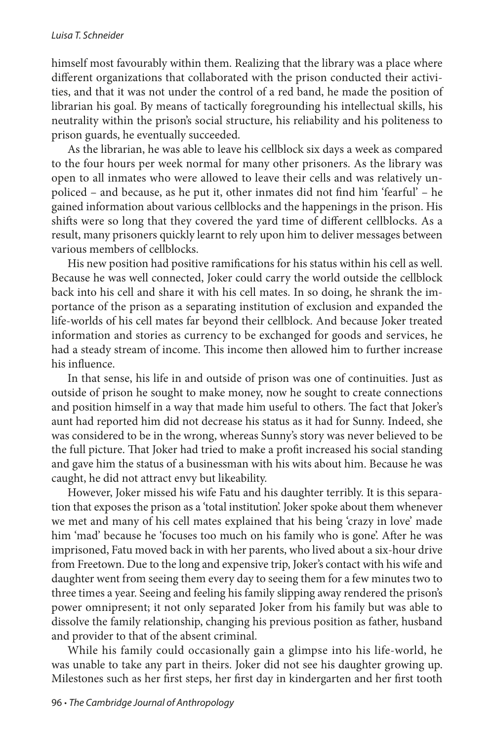himself most favourably within them. Realizing that the library was a place where different organizations that collaborated with the prison conducted their activities, and that it was not under the control of a red band, he made the position of librarian his goal. By means of tactically foregrounding his intellectual skills, his neutrality within the prison's social structure, his reliability and his politeness to prison guards, he eventually succeeded.

As the librarian, he was able to leave his cellblock six days a week as compared to the four hours per week normal for many other prisoners. As the library was open to all inmates who were allowed to leave their cells and was relatively unpoliced – and because, as he put it, other inmates did not find him 'fearful' – he gained information about various cellblocks and the happenings in the prison. His shifts were so long that they covered the yard time of different cellblocks. As a result, many prisoners quickly learnt to rely upon him to deliver messages between various members of cellblocks.

His new position had positive ramifications for his status within his cell as well. Because he was well connected, Joker could carry the world outside the cellblock back into his cell and share it with his cell mates. In so doing, he shrank the importance of the prison as a separating institution of exclusion and expanded the life-worlds of his cell mates far beyond their cellblock. And because Joker treated information and stories as currency to be exchanged for goods and services, he had a steady stream of income. This income then allowed him to further increase his influence.

In that sense, his life in and outside of prison was one of continuities. Just as outside of prison he sought to make money, now he sought to create connections and position himself in a way that made him useful to others. The fact that Joker's aunt had reported him did not decrease his status as it had for Sunny. Indeed, she was considered to be in the wrong, whereas Sunny's story was never believed to be the full picture. That Joker had tried to make a profit increased his social standing and gave him the status of a businessman with his wits about him. Because he was caught, he did not attract envy but likeability.

However, Joker missed his wife Fatu and his daughter terribly. It is this separation that exposes the prison as a 'total institution'. Joker spoke about them whenever we met and many of his cell mates explained that his being 'crazy in love' made him 'mad' because he 'focuses too much on his family who is gone'. After he was imprisoned, Fatu moved back in with her parents, who lived about a six-hour drive from Freetown. Due to the long and expensive trip, Joker's contact with his wife and daughter went from seeing them every day to seeing them for a few minutes two to three times a year. Seeing and feeling his family slipping away rendered the prison's power omnipresent; it not only separated Joker from his family but was able to dissolve the family relationship, changing his previous position as father, husband and provider to that of the absent criminal.

While his family could occasionally gain a glimpse into his life-world, he was unable to take any part in theirs. Joker did not see his daughter growing up. Milestones such as her first steps, her first day in kindergarten and her first tooth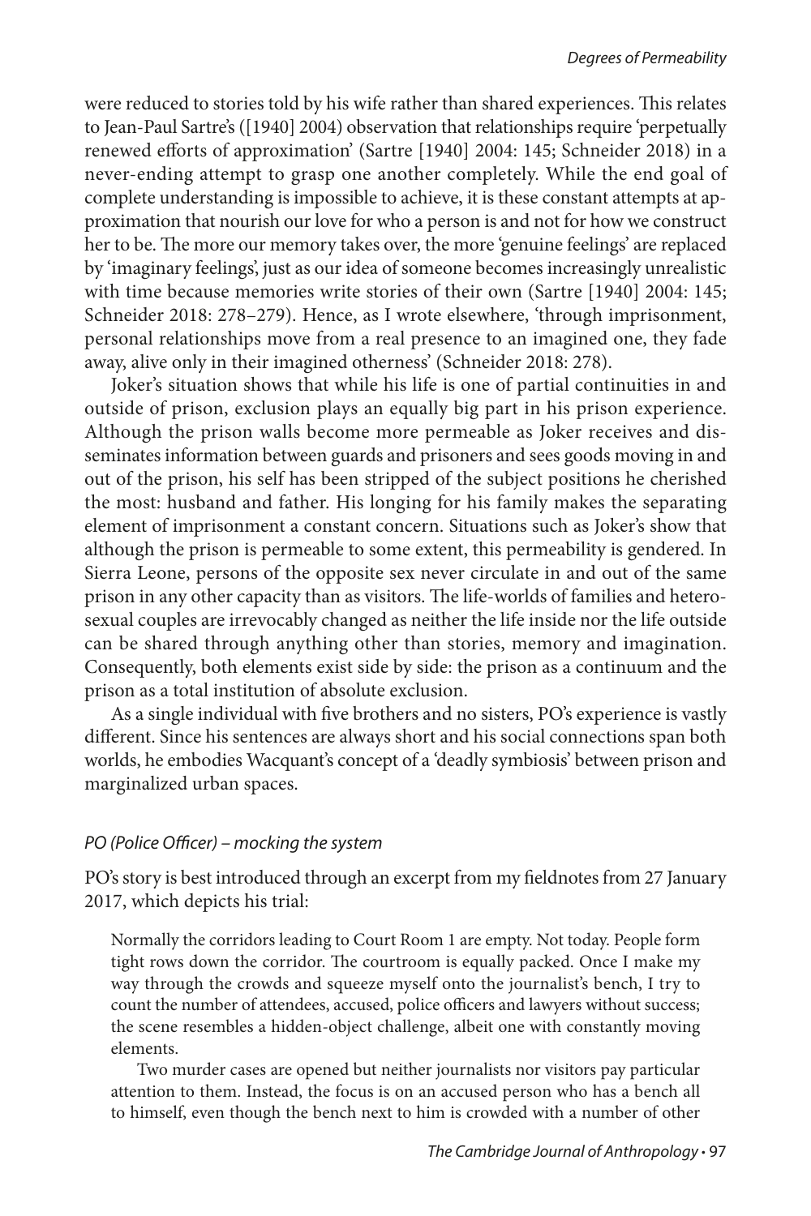were reduced to stories told by his wife rather than shared experiences. This relates to Jean-Paul Sartre's ([1940] 2004) observation that relationships require 'perpetually renewed efforts of approximation' (Sartre [1940] 2004: 145; Schneider 2018) in a never-ending attempt to grasp one another completely. While the end goal of complete understanding is impossible to achieve, it is these constant attempts at approximation that nourish our love for who a person is and not for how we construct her to be. The more our memory takes over, the more 'genuine feelings' are replaced by 'imaginary feelings', just as our idea of someone becomes increasingly unrealistic with time because memories write stories of their own (Sartre [1940] 2004: 145; Schneider 2018: 278–279). Hence, as I wrote elsewhere, 'through imprisonment, personal relationships move from a real presence to an imagined one, they fade away, alive only in their imagined otherness' (Schneider 2018: 278).

Joker's situation shows that while his life is one of partial continuities in and outside of prison, exclusion plays an equally big part in his prison experience. Although the prison walls become more permeable as Joker receives and disseminates information between guards and prisoners and sees goods moving in and out of the prison, his self has been stripped of the subject positions he cherished the most: husband and father. His longing for his family makes the separating element of imprisonment a constant concern. Situations such as Joker's show that although the prison is permeable to some extent, this permeability is gendered. In Sierra Leone, persons of the opposite sex never circulate in and out of the same prison in any other capacity than as visitors. The life-worlds of families and heterosexual couples are irrevocably changed as neither the life inside nor the life outside can be shared through anything other than stories, memory and imagination. Consequently, both elements exist side by side: the prison as a continuum and the prison as a total institution of absolute exclusion.

As a single individual with five brothers and no sisters, PO's experience is vastly different. Since his sentences are always short and his social connections span both worlds, he embodies Wacquant's concept of a 'deadly symbiosis' between prison and marginalized urban spaces.

### *PO (Police Officer) – mocking the system*

PO's story is best introduced through an excerpt from my fieldnotes from 27 January 2017, which depicts his trial:

> Normally the corridors leading to Court Room 1 are empty. Not today. People form tight rows down the corridor. The courtroom is equally packed. Once I make my way through the crowds and squeeze myself onto the journalist's bench, I try to count the number of attendees, accused, police officers and lawyers without success; the scene resembles a hidden-object challenge, albeit one with constantly moving elements.
>
> Two murder cases are opened but neither journalists nor visitors pay particular attention to them. Instead, the focus is on an accused person who has a bench all to himself, even though the bench next to him is crowded with a number of other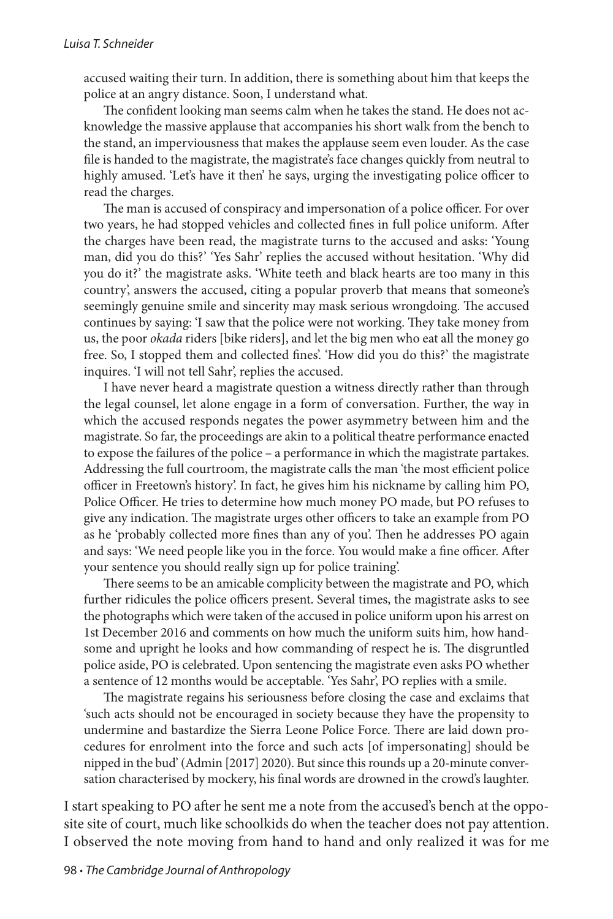accused waiting their turn. In addition, there is something about him that keeps the police at an angry distance. Soon, I understand what.

> The confident looking man seems calm when he takes the stand. He does not acknowledge the massive applause that accompanies his short walk from the bench to the stand, an imperviousness that makes the applause seem even louder. As the case file is handed to the magistrate, the magistrate's face changes quickly from neutral to highly amused. 'Let's have it then' he says, urging the investigating police officer to read the charges.
>
> The man is accused of conspiracy and impersonation of a police officer. For over two years, he had stopped vehicles and collected fines in full police uniform. After the charges have been read, the magistrate turns to the accused and asks: 'Young man, did you do this?' 'Yes Sahr' replies the accused without hesitation. 'Why did you do it?' the magistrate asks. 'White teeth and black hearts are too many in this country', answers the accused, citing a popular proverb that means that someone's seemingly genuine smile and sincerity may mask serious wrongdoing. The accused continues by saying: 'I saw that the police were not working. They take money from us, the poor *okada* riders [bike riders], and let the big men who eat all the money go free. So, I stopped them and collected fines'. 'How did you do this?' the magistrate inquires. 'I will not tell Sahr', replies the accused.
>
> I have never heard a magistrate question a witness directly rather than through the legal counsel, let alone engage in a form of conversation. Further, the way in which the accused responds negates the power asymmetry between him and the magistrate. So far, the proceedings are akin to a political theatre performance enacted to expose the failures of the police – a performance in which the magistrate partakes. Addressing the full courtroom, the magistrate calls the man 'the most efficient police officer in Freetown's history'. In fact, he gives him his nickname by calling him PO, Police Officer. He tries to determine how much money PO made, but PO refuses to give any indication. The magistrate urges other officers to take an example from PO as he 'probably collected more fines than any of you'. Then he addresses PO again and says: 'We need people like you in the force. You would make a fine officer. After your sentence you should really sign up for police training'.
>
> There seems to be an amicable complicity between the magistrate and PO, which further ridicules the police officers present. Several times, the magistrate asks to see the photographs which were taken of the accused in police uniform upon his arrest on 1st December 2016 and comments on how much the uniform suits him, how handsome and upright he looks and how commanding of respect he is. The disgruntled police aside, PO is celebrated. Upon sentencing the magistrate even asks PO whether a sentence of 12 months would be acceptable. 'Yes Sahr', PO replies with a smile.
>
> The magistrate regains his seriousness before closing the case and exclaims that 'such acts should not be encouraged in society because they have the propensity to undermine and bastardize the Sierra Leone Police Force. There are laid down procedures for enrolment into the force and such acts [of impersonating] should be nipped in the bud' (Admin [2017] 2020). But since this rounds up a 20-minute conversation characterised by mockery, his final words are drowned in the crowd's laughter.

I start speaking to PO after he sent me a note from the accused's bench at the opposite site of court, much like schoolkids do when the teacher does not pay attention. I observed the note moving from hand to hand and only realized it was for me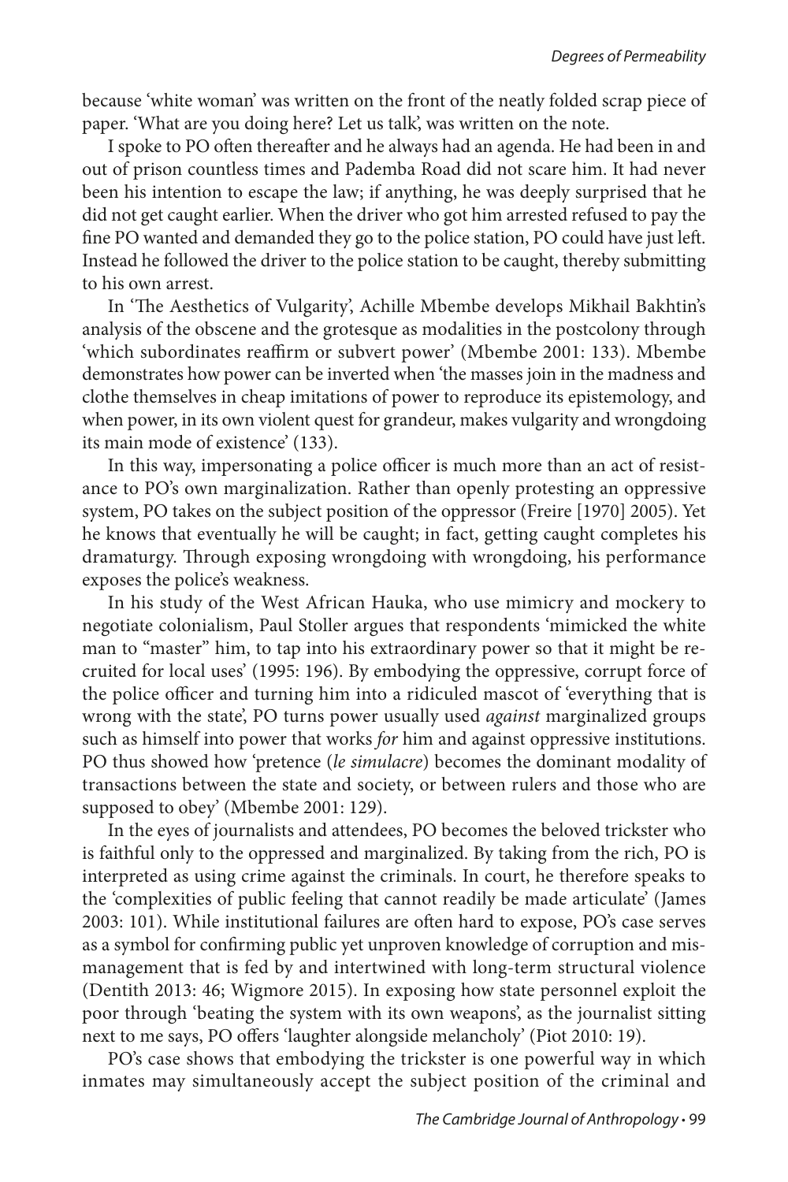because 'white woman' was written on the front of the neatly folded scrap piece of paper. 'What are you doing here? Let us talk', was written on the note.

I spoke to PO often thereafter and he always had an agenda. He had been in and out of prison countless times and Pademba Road did not scare him. It had never been his intention to escape the law; if anything, he was deeply surprised that he did not get caught earlier. When the driver who got him arrested refused to pay the fine PO wanted and demanded they go to the police station, PO could have just left. Instead he followed the driver to the police station to be caught, thereby submitting to his own arrest.

In 'The Aesthetics of Vulgarity', Achille Mbembe develops Mikhail Bakhtin's analysis of the obscene and the grotesque as modalities in the postcolony through 'which subordinates reaffirm or subvert power' (Mbembe 2001: 133). Mbembe demonstrates how power can be inverted when 'the masses join in the madness and clothe themselves in cheap imitations of power to reproduce its epistemology, and when power, in its own violent quest for grandeur, makes vulgarity and wrongdoing its main mode of existence' (133).

In this way, impersonating a police officer is much more than an act of resistance to PO's own marginalization. Rather than openly protesting an oppressive system, PO takes on the subject position of the oppressor (Freire [1970] 2005). Yet he knows that eventually he will be caught; in fact, getting caught completes his dramaturgy. Through exposing wrongdoing with wrongdoing, his performance exposes the police's weakness.

In his study of the West African Hauka, who use mimicry and mockery to negotiate colonialism, Paul Stoller argues that respondents 'mimicked the white man to "master" him, to tap into his extraordinary power so that it might be recruited for local uses' (1995: 196). By embodying the oppressive, corrupt force of the police officer and turning him into a ridiculed mascot of 'everything that is wrong with the state', PO turns power usually used *against* marginalized groups such as himself into power that works *for* him and against oppressive institutions. PO thus showed how 'pretence (*le simulacre*) becomes the dominant modality of transactions between the state and society, or between rulers and those who are supposed to obey' (Mbembe 2001: 129).

In the eyes of journalists and attendees, PO becomes the beloved trickster who is faithful only to the oppressed and marginalized. By taking from the rich, PO is interpreted as using crime against the criminals. In court, he therefore speaks to the 'complexities of public feeling that cannot readily be made articulate' (James 2003: 101). While institutional failures are often hard to expose, PO's case serves as a symbol for confirming public yet unproven knowledge of corruption and mismanagement that is fed by and intertwined with long-term structural violence (Dentith 2013: 46; Wigmore 2015). In exposing how state personnel exploit the poor through 'beating the system with its own weapons', as the journalist sitting next to me says, PO offers 'laughter alongside melancholy' (Piot 2010: 19).

PO's case shows that embodying the trickster is one powerful way in which inmates may simultaneously accept the subject position of the criminal and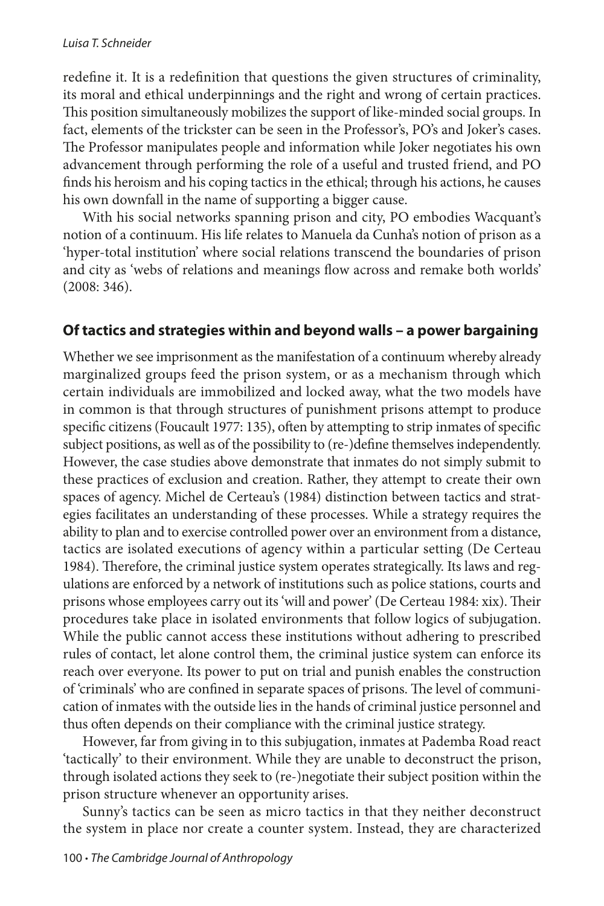redefine it. It is a redefinition that questions the given structures of criminality, its moral and ethical underpinnings and the right and wrong of certain practices. This position simultaneously mobilizes the support of like-minded social groups. In fact, elements of the trickster can be seen in the Professor's, PO's and Joker's cases. The Professor manipulates people and information while Joker negotiates his own advancement through performing the role of a useful and trusted friend, and PO finds his heroism and his coping tactics in the ethical; through his actions, he causes his own downfall in the name of supporting a bigger cause.

With his social networks spanning prison and city, PO embodies Wacquant's notion of a continuum. His life relates to Manuela da Cunha's notion of prison as a 'hyper-total institution' where social relations transcend the boundaries of prison and city as 'webs of relations and meanings flow across and remake both worlds' (2008: 346).

## Of tactics and strategies within and beyond walls – a power bargaining

Whether we see imprisonment as the manifestation of a continuum whereby already marginalized groups feed the prison system, or as a mechanism through which certain individuals are immobilized and locked away, what the two models have in common is that through structures of punishment prisons attempt to produce specific citizens (Foucault 1977: 135), often by attempting to strip inmates of specific subject positions, as well as of the possibility to (re-)define themselves independently. However, the case studies above demonstrate that inmates do not simply submit to these practices of exclusion and creation. Rather, they attempt to create their own spaces of agency. Michel de Certeau's (1984) distinction between tactics and strategies facilitates an understanding of these processes. While a strategy requires the ability to plan and to exercise controlled power over an environment from a distance, tactics are isolated executions of agency within a particular setting (De Certeau 1984). Therefore, the criminal justice system operates strategically. Its laws and regulations are enforced by a network of institutions such as police stations, courts and prisons whose employees carry out its 'will and power' (De Certeau 1984: xix). Their procedures take place in isolated environments that follow logics of subjugation. While the public cannot access these institutions without adhering to prescribed rules of contact, let alone control them, the criminal justice system can enforce its reach over everyone. Its power to put on trial and punish enables the construction of 'criminals' who are confined in separate spaces of prisons. The level of communication of inmates with the outside lies in the hands of criminal justice personnel and thus often depends on their compliance with the criminal justice strategy.

However, far from giving in to this subjugation, inmates at Pademba Road react 'tactically' to their environment. While they are unable to deconstruct the prison, through isolated actions they seek to (re-)negotiate their subject position within the prison structure whenever an opportunity arises.

Sunny's tactics can be seen as micro tactics in that they neither deconstruct the system in place nor create a counter system. Instead, they are characterized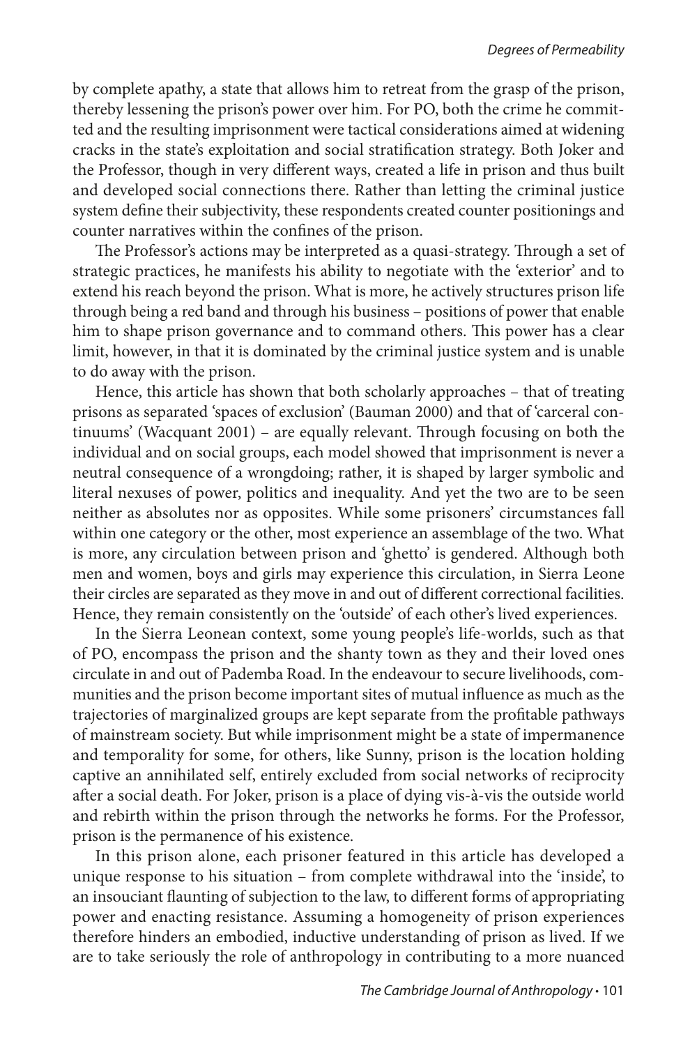by complete apathy, a state that allows him to retreat from the grasp of the prison, thereby lessening the prison's power over him. For PO, both the crime he committed and the resulting imprisonment were tactical considerations aimed at widening cracks in the state's exploitation and social stratification strategy. Both Joker and the Professor, though in very different ways, created a life in prison and thus built and developed social connections there. Rather than letting the criminal justice system define their subjectivity, these respondents created counter positionings and counter narratives within the confines of the prison.

The Professor's actions may be interpreted as a quasi-strategy. Through a set of strategic practices, he manifests his ability to negotiate with the 'exterior' and to extend his reach beyond the prison. What is more, he actively structures prison life through being a red band and through his business – positions of power that enable him to shape prison governance and to command others. This power has a clear limit, however, in that it is dominated by the criminal justice system and is unable to do away with the prison.

Hence, this article has shown that both scholarly approaches – that of treating prisons as separated 'spaces of exclusion' (Bauman 2000) and that of 'carceral continuums' (Wacquant 2001) – are equally relevant. Through focusing on both the individual and on social groups, each model showed that imprisonment is never a neutral consequence of a wrongdoing; rather, it is shaped by larger symbolic and literal nexuses of power, politics and inequality. And yet the two are to be seen neither as absolutes nor as opposites. While some prisoners' circumstances fall within one category or the other, most experience an assemblage of the two. What is more, any circulation between prison and 'ghetto' is gendered. Although both men and women, boys and girls may experience this circulation, in Sierra Leone their circles are separated as they move in and out of different correctional facilities. Hence, they remain consistently on the 'outside' of each other's lived experiences.

In the Sierra Leonean context, some young people's life-worlds, such as that of PO, encompass the prison and the shanty town as they and their loved ones circulate in and out of Pademba Road. In the endeavour to secure livelihoods, communities and the prison become important sites of mutual influence as much as the trajectories of marginalized groups are kept separate from the profitable pathways of mainstream society. But while imprisonment might be a state of impermanence and temporality for some, for others, like Sunny, prison is the location holding captive an annihilated self, entirely excluded from social networks of reciprocity after a social death. For Joker, prison is a place of dying vis-à-vis the outside world and rebirth within the prison through the networks he forms. For the Professor, prison is the permanence of his existence.

In this prison alone, each prisoner featured in this article has developed a unique response to his situation – from complete withdrawal into the 'inside', to an insouciant flaunting of subjection to the law, to different forms of appropriating power and enacting resistance. Assuming a homogeneity of prison experiences therefore hinders an embodied, inductive understanding of prison as lived. If we are to take seriously the role of anthropology in contributing to a more nuanced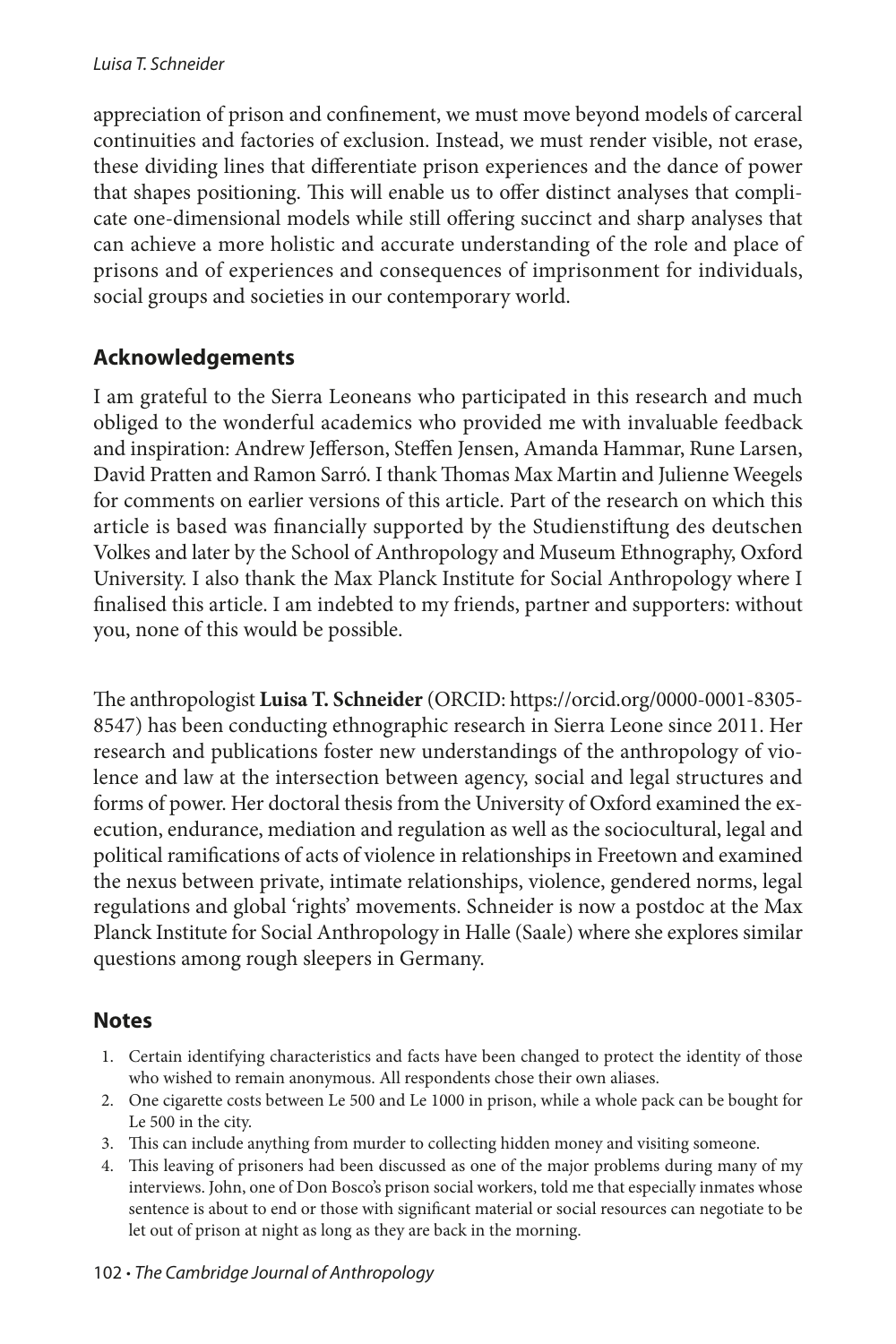appreciation of prison and confinement, we must move beyond models of carceral continuities and factories of exclusion. Instead, we must render visible, not erase, these dividing lines that differentiate prison experiences and the dance of power that shapes positioning. This will enable us to offer distinct analyses that complicate one-dimensional models while still offering succinct and sharp analyses that can achieve a more holistic and accurate understanding of the role and place of prisons and of experiences and consequences of imprisonment for individuals, social groups and societies in our contemporary world.

## Acknowledgements

I am grateful to the Sierra Leoneans who participated in this research and much obliged to the wonderful academics who provided me with invaluable feedback and inspiration: Andrew Jefferson, Steffen Jensen, Amanda Hammar, Rune Larsen, David Pratten and Ramon Sarró. I thank Thomas Max Martin and Julienne Weegels for comments on earlier versions of this article. Part of the research on which this article is based was financially supported by the Studienstiftung des deutschen Volkes and later by the School of Anthropology and Museum Ethnography, Oxford University. I also thank the Max Planck Institute for Social Anthropology where I finalised this article. I am indebted to my friends, partner and supporters: without you, none of this would be possible.

The anthropologist **Luisa T. Schneider** (ORCID: https://orcid.org/0000-0001-8305-8547) has been conducting ethnographic research in Sierra Leone since 2011. Her research and publications foster new understandings of the anthropology of violence and law at the intersection between agency, social and legal structures and forms of power. Her doctoral thesis from the University of Oxford examined the execution, endurance, mediation and regulation as well as the sociocultural, legal and political ramifications of acts of violence in relationships in Freetown and examined the nexus between private, intimate relationships, violence, gendered norms, legal regulations and global 'rights' movements. Schneider is now a postdoc at the Max Planck Institute for Social Anthropology in Halle (Saale) where she explores similar questions among rough sleepers in Germany.

## Notes

1. Certain identifying characteristics and facts have been changed to protect the identity of those who wished to remain anonymous. All respondents chose their own aliases.
2. One cigarette costs between Le 500 and Le 1000 in prison, while a whole pack can be bought for Le 500 in the city.
3. This can include anything from murder to collecting hidden money and visiting someone.
4. This leaving of prisoners had been discussed as one of the major problems during many of my interviews. John, one of Don Bosco's prison social workers, told me that especially inmates whose sentence is about to end or those with significant material or social resources can negotiate to be let out of prison at night as long as they are back in the morning.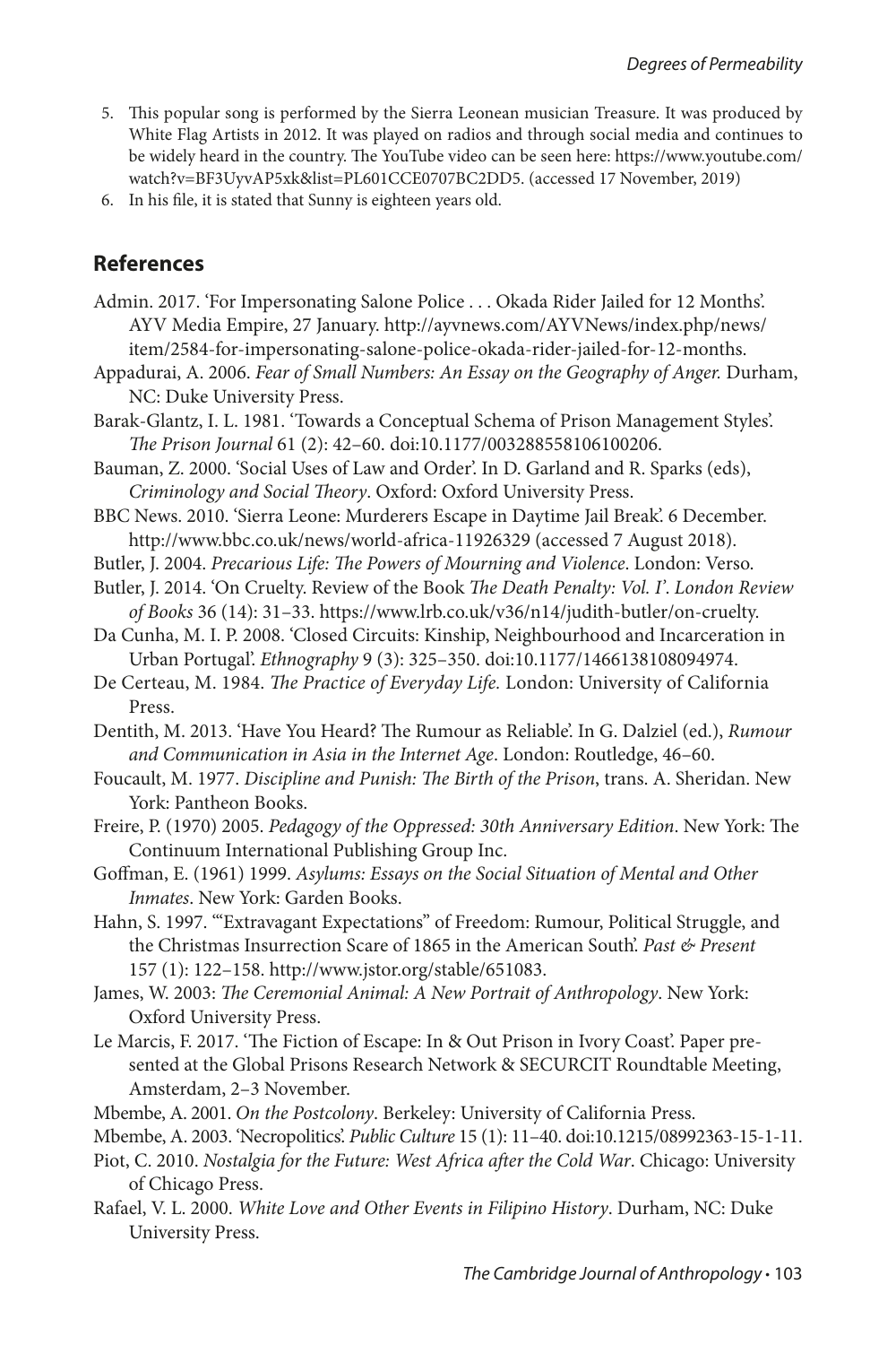5. This popular song is performed by the Sierra Leonean musician Treasure. It was produced by White Flag Artists in 2012. It was played on radios and through social media and continues to be widely heard in the country. The YouTube video can be seen here: https://www.youtube.com/watch?v=BF3UyvAP5xk&list=PL601CCE0707BC2DD5. (accessed 17 November, 2019)
6. In his file, it is stated that Sunny is eighteen years old.

## References

Admin. 2017. 'For Impersonating Salone Police . . . Okada Rider Jailed for 12 Months'. AYV Media Empire, 27 January. http://ayvnews.com/AYVNews/index.php/news/item/2584-for-impersonating-salone-police-okada-rider-jailed-for-12-months.

Appadurai, A. 2006. *Fear of Small Numbers: An Essay on the Geography of Anger.* Durham, NC: Duke University Press.

Barak-Glantz, I. L. 1981. 'Towards a Conceptual Schema of Prison Management Styles'. *The Prison Journal* 61 (2): 42–60. doi:10.1177/003288558106100206.

Bauman, Z. 2000. 'Social Uses of Law and Order'. In D. Garland and R. Sparks (eds), *Criminology and Social Theory*. Oxford: Oxford University Press.

BBC News. 2010. 'Sierra Leone: Murderers Escape in Daytime Jail Break'. 6 December. http://www.bbc.co.uk/news/world-africa-11926329 (accessed 7 August 2018).

Butler, J. 2004. *Precarious Life: The Powers of Mourning and Violence*. London: Verso.

Butler, J. 2014. 'On Cruelty. Review of the Book *The Death Penalty: Vol. I*'. *London Review of Books* 36 (14): 31–33. https://www.lrb.co.uk/v36/n14/judith-butler/on-cruelty.

Da Cunha, M. I. P. 2008. 'Closed Circuits: Kinship, Neighbourhood and Incarceration in Urban Portugal'. *Ethnography* 9 (3): 325–350. doi:10.1177/1466138108094974.

De Certeau, M. 1984. *The Practice of Everyday Life.* London: University of California Press.

Dentith, M. 2013. 'Have You Heard? The Rumour as Reliable'. In G. Dalziel (ed.), *Rumour and Communication in Asia in the Internet Age*. London: Routledge, 46–60.

Foucault, M. 1977. *Discipline and Punish: The Birth of the Prison*, trans. A. Sheridan. New York: Pantheon Books.

Freire, P. (1970) 2005. *Pedagogy of the Oppressed: 30th Anniversary Edition*. New York: The Continuum International Publishing Group Inc.

Goffman, E. (1961) 1999. *Asylums: Essays on the Social Situation of Mental and Other Inmates*. New York: Garden Books.

Hahn, S. 1997. '"Extravagant Expectations" of Freedom: Rumour, Political Struggle, and the Christmas Insurrection Scare of 1865 in the American South'. *Past & Present* 157 (1): 122–158. http://www.jstor.org/stable/651083.

James, W. 2003: *The Ceremonial Animal: A New Portrait of Anthropology*. New York: Oxford University Press.

Le Marcis, F. 2017. 'The Fiction of Escape: In & Out Prison in Ivory Coast'. Paper presented at the Global Prisons Research Network & SECURCIT Roundtable Meeting, Amsterdam, 2–3 November.

Mbembe, A. 2001. *On the Postcolony*. Berkeley: University of California Press.

Mbembe, A. 2003. 'Necropolitics'. *Public Culture* 15 (1): 11–40. doi:10.1215/08992363-15-1-11.

Piot, C. 2010. *Nostalgia for the Future: West Africa after the Cold War*. Chicago: University of Chicago Press.

Rafael, V. L. 2000. *White Love and Other Events in Filipino History*. Durham, NC: Duke University Press.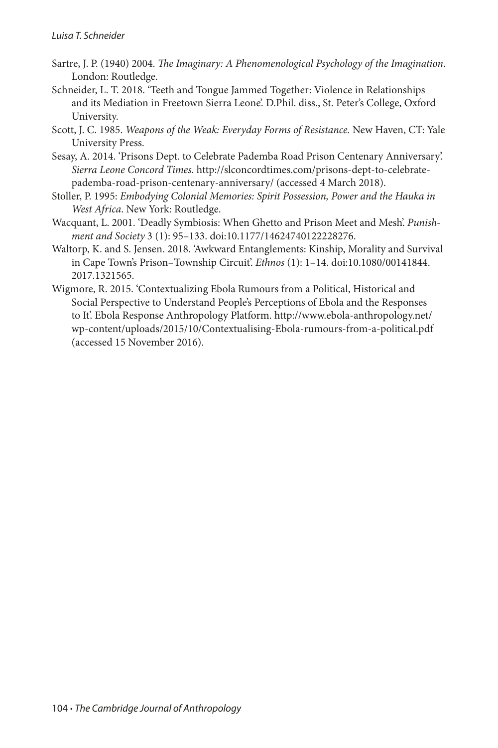Sartre, J. P. (1940) 2004. *The Imaginary: A Phenomenological Psychology of the Imagination*. London: Routledge.

Schneider, L. T. 2018. 'Teeth and Tongue Jammed Together: Violence in Relationships and its Mediation in Freetown Sierra Leone'. D.Phil. diss., St. Peter's College, Oxford University.

Scott, J. C. 1985. *Weapons of the Weak: Everyday Forms of Resistance.* New Haven, CT: Yale University Press.

Sesay, A. 2014. 'Prisons Dept. to Celebrate Pademba Road Prison Centenary Anniversary'. *Sierra Leone Concord Times*. http://slconcordtimes.com/prisons-dept-to-celebrate-pademba-road-prison-centenary-anniversary/ (accessed 4 March 2018).

Stoller, P. 1995: *Embodying Colonial Memories: Spirit Possession, Power and the Hauka in West Africa*. New York: Routledge.

Wacquant, L. 2001. 'Deadly Symbiosis: When Ghetto and Prison Meet and Mesh'. *Punishment and Society* 3 (1): 95–133. doi:10.1177/14624740122228276.

Waltorp, K. and S. Jensen. 2018. 'Awkward Entanglements: Kinship, Morality and Survival in Cape Town's Prison–Township Circuit'. *Ethnos* (1): 1–14. doi:10.1080/00141844.2017.1321565.

Wigmore, R. 2015. 'Contextualizing Ebola Rumours from a Political, Historical and Social Perspective to Understand People's Perceptions of Ebola and the Responses to It'. Ebola Response Anthropology Platform. http://www.ebola-anthropology.net/wp-content/uploads/2015/10/Contextualising-Ebola-rumours-from-a-political.pdf (accessed 15 November 2016).